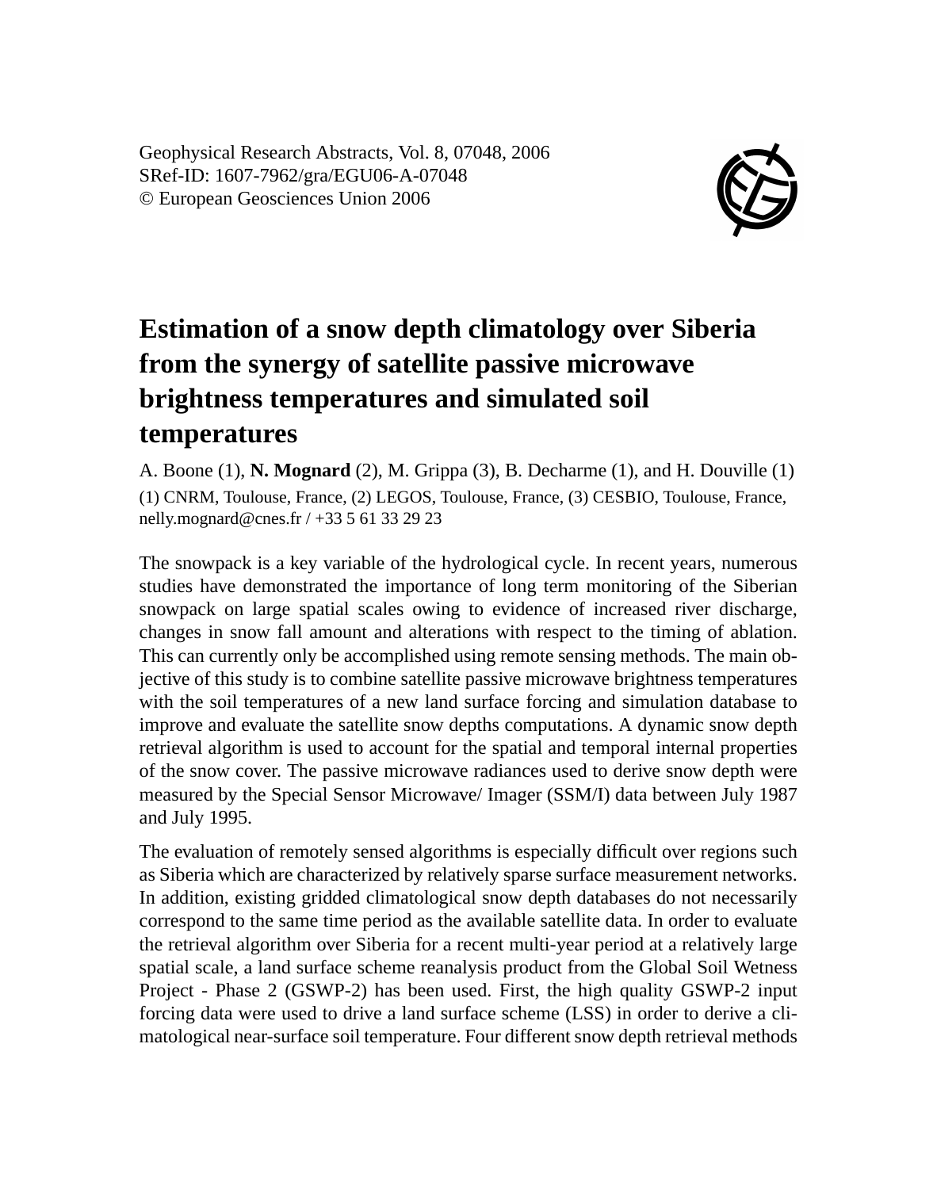Geophysical Research Abstracts, Vol. 8, 07048, 2006
SRef-ID: 1607-7962/gra/EGU06-A-07048
© European Geosciences Union 2006

# Estimation of a snow depth climatology over Siberia from the synergy of satellite passive microwave brightness temperatures and simulated soil temperatures

A. Boone (1), **N. Mognard** (2), M. Grippa (3), B. Decharme (1), and H. Douville (1)

(1) CNRM, Toulouse, France, (2) LEGOS, Toulouse, France, (3) CESBIO, Toulouse, France, nelly.mognard@cnes.fr / +33 5 61 33 29 23

The snowpack is a key variable of the hydrological cycle. In recent years, numerous studies have demonstrated the importance of long term monitoring of the Siberian snowpack on large spatial scales owing to evidence of increased river discharge, changes in snow fall amount and alterations with respect to the timing of ablation. This can currently only be accomplished using remote sensing methods. The main objective of this study is to combine satellite passive microwave brightness temperatures with the soil temperatures of a new land surface forcing and simulation database to improve and evaluate the satellite snow depths computations. A dynamic snow depth retrieval algorithm is used to account for the spatial and temporal internal properties of the snow cover. The passive microwave radiances used to derive snow depth were measured by the Special Sensor Microwave/ Imager (SSM/I) data between July 1987 and July 1995.

The evaluation of remotely sensed algorithms is especially difficult over regions such as Siberia which are characterized by relatively sparse surface measurement networks. In addition, existing gridded climatological snow depth databases do not necessarily correspond to the same time period as the available satellite data. In order to evaluate the retrieval algorithm over Siberia for a recent multi-year period at a relatively large spatial scale, a land surface scheme reanalysis product from the Global Soil Wetness Project - Phase 2 (GSWP-2) has been used. First, the high quality GSWP-2 input forcing data were used to drive a land surface scheme (LSS) in order to derive a climatological near-surface soil temperature. Four different snow depth retrieval methods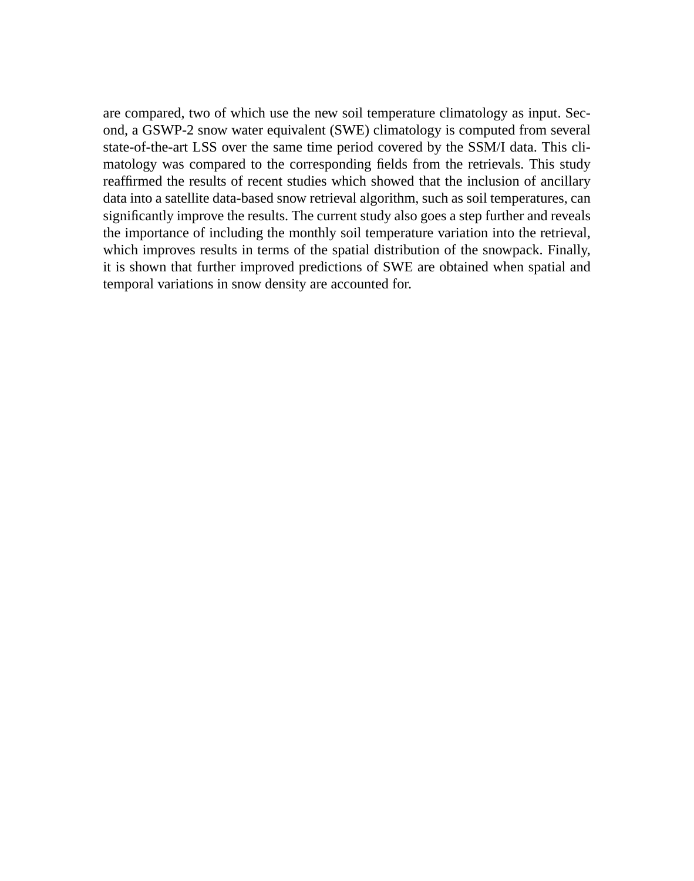are compared, two of which use the new soil temperature climatology as input. Second, a GSWP-2 snow water equivalent (SWE) climatology is computed from several state-of-the-art LSS over the same time period covered by the SSM/I data. This climatology was compared to the corresponding fields from the retrievals. This study reaffirmed the results of recent studies which showed that the inclusion of ancillary data into a satellite data-based snow retrieval algorithm, such as soil temperatures, can significantly improve the results. The current study also goes a step further and reveals the importance of including the monthly soil temperature variation into the retrieval, which improves results in terms of the spatial distribution of the snowpack. Finally, it is shown that further improved predictions of SWE are obtained when spatial and temporal variations in snow density are accounted for.